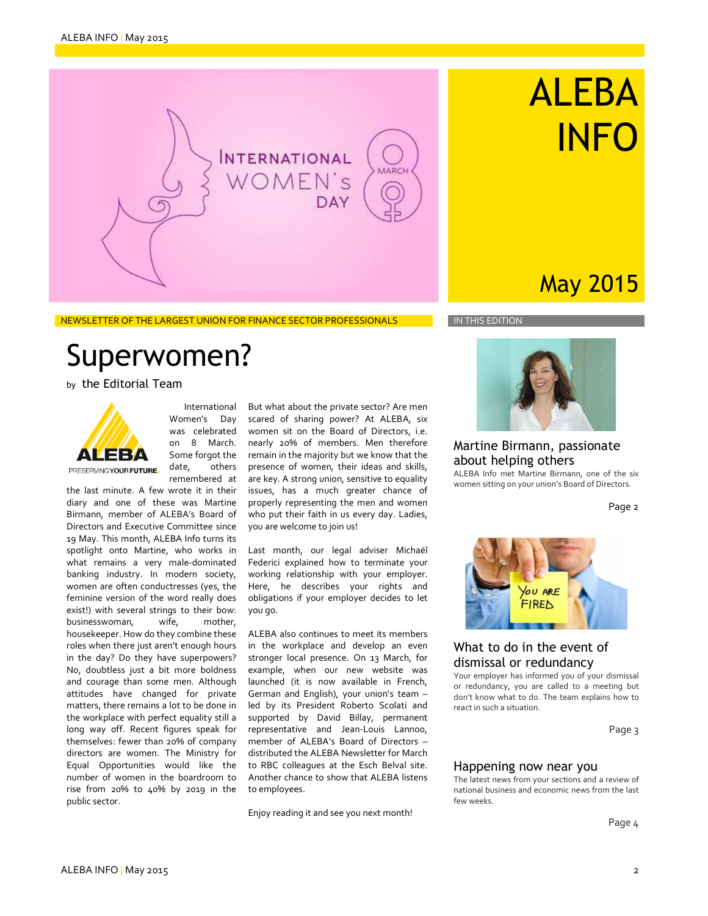# ALEBA INFO

May 2015

NEWSLETTER OF THE LARGEST UNION FOR FINANCE SECTOR PROFESSIONALS

# Superwomen?

by the Editorial Team

International Women's Day was celebrated on 8 March. Some forgot the date, others remembered at the last minute. A few wrote it in their diary and one of these was Martine Birmann, member of ALEBA's Board of Directors and Executive Committee since 19 May. This month, ALEBA Info turns its spotlight onto Martine, who works in what remains a very male-dominated banking industry. In modern society, women are often conductresses (yes, the feminine version of the word really does exist!) with several strings to their bow: businesswoman, wife, mother, housekeeper. How do they combine these roles when there just aren't enough hours in the day? Do they have superpowers? No, doubtless just a bit more boldness and courage than some men. Although attitudes have changed for private matters, there remains a lot to be done in the workplace with perfect equality still a long way off. Recent figures speak for themselves: fewer than 20% of company directors are women. The Ministry for Equal Opportunities would like the number of women in the boardroom to rise from 20% to 40% by 2019 in the public sector.

But what about the private sector? Are men scared of sharing power? At ALEBA, six women sit on the Board of Directors, i.e. nearly 20% of members. Men therefore remain in the majority but we know that the presence of women, their ideas and skills, are key. A strong union, sensitive to equality issues, has a much greater chance of properly representing the men and women who put their faith in us every day. Ladies, you are welcome to join us!

Last month, our legal adviser Michaël Federici explained how to terminate your working relationship with your employer. Here, he describes your rights and obligations if your employer decides to let you go.

ALEBA also continues to meet its members in the workplace and develop an even stronger local presence. On 13 March, for example, when our new website was launched (it is now available in French, German and English), your union's team – led by its President Roberto Scolati and supported by David Billay, permanent representative and Jean-Louis Lannoo, member of ALEBA's Board of Directors – distributed the ALEBA Newsletter for March to RBC colleagues at the Esch Belval site. Another chance to show that ALEBA listens to employees.

Enjoy reading it and see you next month!

## IN THIS EDITION

### Martine Birmann, passionate about helping others

ALEBA Info met Martine Birmann, one of the six women sitting on your union's Board of Directors.

Page 2

### What to do in the event of dismissal or redundancy

Your employer has informed you of your dismissal or redundancy, you are called to a meeting but don't know what to do. The team explains how to react in such a situation.

Page 3

### Happening now near you

The latest news from your sections and a review of national business and economic news from the last few weeks.

Page 4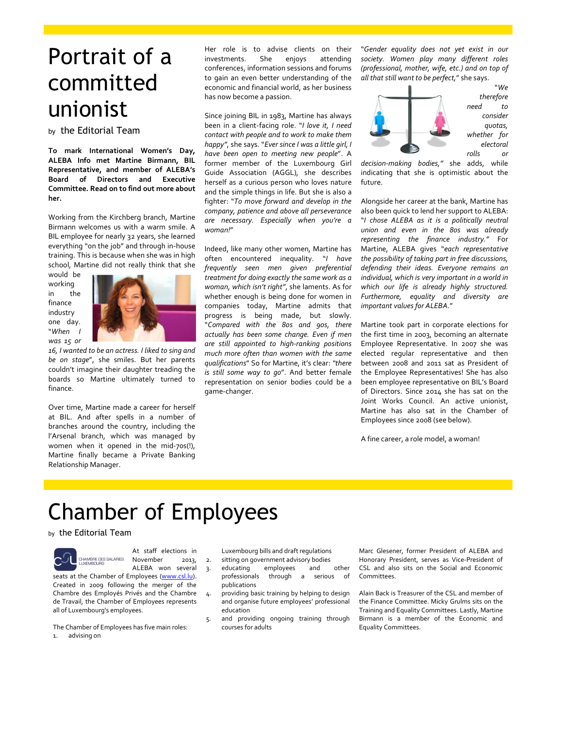# Portrait of a committed unionist

by the Editorial Team

**To mark International Women's Day, ALEBA Info met Martine Birmann, BIL Representative, and member of ALEBA's Board of Directors and Executive Committee. Read on to find out more about her.**

Working from the Kirchberg branch, Martine Birmann welcomes us with a warm smile. A BIL employee for nearly 32 years, she learned everything "on the job" and through in-house training. This is because when she was in high school, Martine did not really think that she would be working in the finance industry one day. "*When I was 15 or 16, I wanted to be an actress. I liked to sing and be on stage*", she smiles. But her parents couldn't imagine their daughter treading the boards so Martine ultimately turned to finance.

Over time, Martine made a career for herself at BIL. And after spells in a number of branches around the country, including the l'Arsenal branch, which was managed by women when it opened in the mid-70s(!), Martine finally became a Private Banking Relationship Manager.

Her role is to advise clients on their investments. She enjoys attending conferences, information sessions and forums to gain an even better understanding of the economic and financial world, as her business has now become a passion.

Since joining BIL in 1983, Martine has always been in a client-facing role. "*I love it, I need contact with people and to work to make them happy"*, she says. "*Ever since I was a little girl, I have been open to meeting new people*". A former member of the Luxembourg Girl Guide Association (AGGL), she describes herself as a curious person who loves nature and the simple things in life. But she is also a fighter: "*To move forward and develop in the company, patience and above all perseverance are necessary. Especially when you're a woman!*"

Indeed, like many other women, Martine has often encountered inequality. "*I have frequently seen men given preferential treatment for doing exactly the same work as a woman, which isn't right"*, she laments. As for whether enough is being done for women in companies today, Martine admits that progress is being made, but slowly. "*Compared with the 80s and 90s, there actually has been some change. Even if men are still appointed to higher-ranking positions much more often than women with the same qualifications*" So for Martine, it's clear: "*there is still some way to go*". And better female representation on senior bodies could be a game-changer.

"*Gender equality does not yet exist in our society. Women play many different roles (professional, mother, wife, etc.) and on top of all that still want to be perfect,*" she says. "*We therefore need to consider quotas, whether for electoral rolls or decision-making bodies,"* she adds, while indicating that she is optimistic about the future.

Alongside her career at the bank, Martine has also been quick to lend her support to ALEBA: "*I chose ALEBA as it is a politically neutral union and even in the 80s was already representing the finance industry."* For Martine, ALEBA gives "*each representative the possibility of taking part in free discussions, defending their ideas. Everyone remains an individual, which is very important in a world in which our life is already highly structured. Furthermore, equality and diversity are important values for ALEBA.*"

Martine took part in corporate elections for the first time in 2003, becoming an alternate Employee Representative. In 2007 she was elected regular representative and then between 2008 and 2011 sat as President of the Employee Representatives! She has also been employee representative on BIL's Board of Directors. Since 2014 she has sat on the Joint Works Council. An active unionist, Martine has also sat in the Chamber of Employees since 2008 (see below).

A fine career, a role model, a woman!

# Chamber of Employees

by the Editorial Team

At staff elections in November 2013, ALEBA won several seats at the Chamber of Employees (www.csl.lu). Created in 2009 following the merger of the Chambre des Employés Privés and the Chambre de Travail, the Chamber of Employees represents all of Luxembourg's employees.

The Chamber of Employees has five main roles:

1. advising on Luxembourg bills and draft regulations
2. sitting on government advisory bodies
3. educating employees and other professionals through a serious of publications
4. providing basic training by helping to design and organise future employees' professional education
5. and providing ongoing training through courses for adults

Marc Glesener, former President of ALEBA and Honorary President, serves as Vice-President of CSL and also sits on the Social and Economic Committees.

Alain Back is Treasurer of the CSL and member of the Finance Committee. Micky Grulms sits on the Training and Equality Committees. Lastly, Martine Birmann is a member of the Economic and Equality Committees.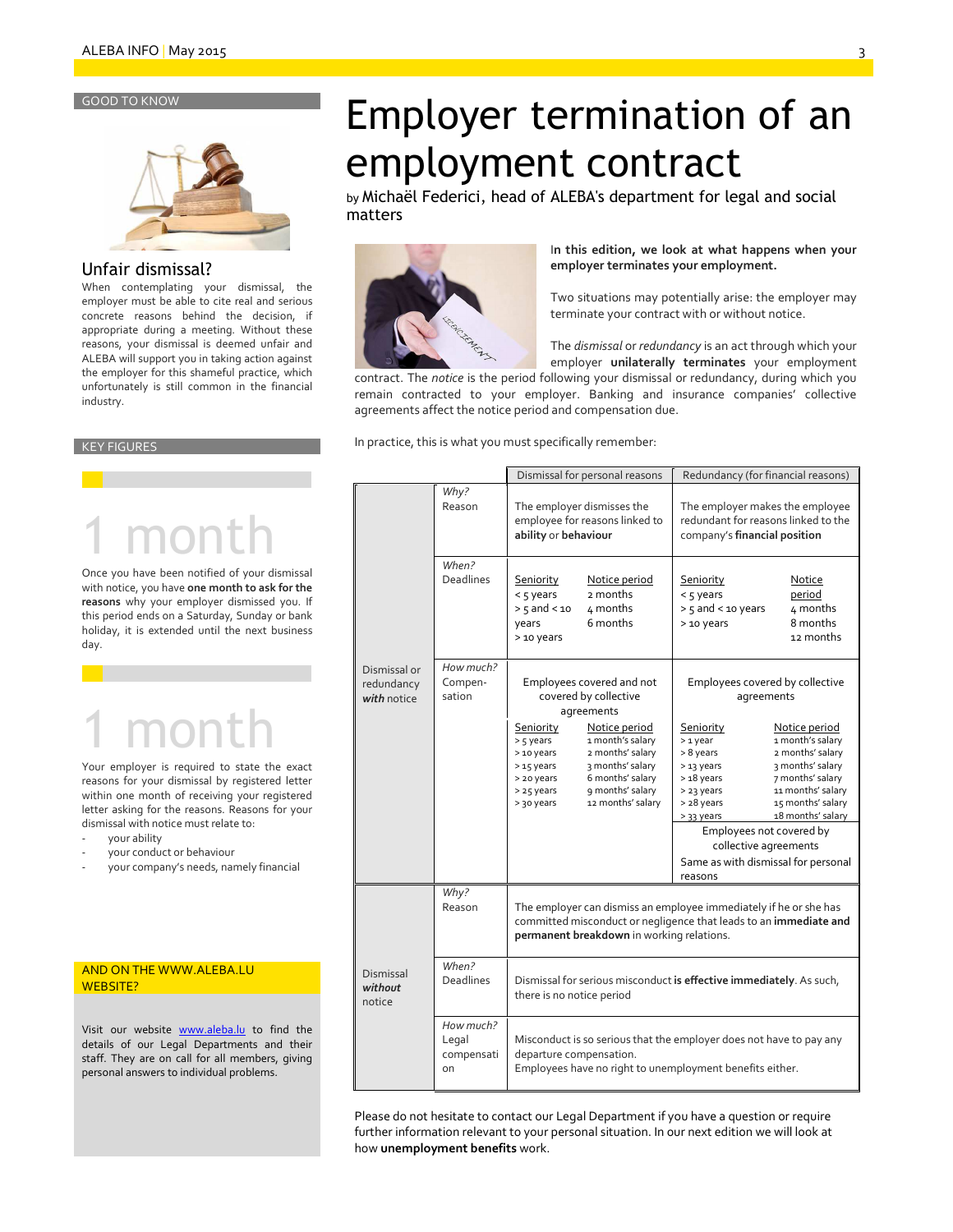GOOD TO KNOW

## Unfair dismissal?

When contemplating your dismissal, the employer must be able to cite real and serious concrete reasons behind the decision, if appropriate during a meeting. Without these reasons, your dismissal is deemed unfair and ALEBA will support you in taking action against the employer for this shameful practice, which unfortunately is still common in the financial industry.

KEY FIGURES

## 1 month

Once you have been notified of your dismissal with notice, you have **one month to ask for the reasons** why your employer dismissed you. If this period ends on a Saturday, Sunday or bank holiday, it is extended until the next business day.

## 1 month

Your employer is required to state the exact reasons for your dismissal by registered letter within one month of receiving your registered letter asking for the reasons. Reasons for your dismissal with notice must relate to:

- your ability
- your conduct or behaviour
- your company's needs, namely financial

AND ON THE WWW.ALEBA.LU WEBSITE?

Visit our website www.aleba.lu to find the details of our Legal Departments and their staff. They are on call for all members, giving personal answers to individual problems.

# Employer termination of an employment contract

by Michaël Federici, head of ALEBA's department for legal and social matters

**In this edition, we look at what happens when your employer terminates your employment.**

Two situations may potentially arise: the employer may terminate your contract with or without notice.

The *dismissal* or *redundancy* is an act through which your employer **unilaterally terminates** your employment contract. The *notice* is the period following your dismissal or redundancy, during which you remain contracted to your employer. Banking and insurance companies' collective agreements affect the notice period and compensation due.

In practice, this is what you must specifically remember:

| | | Dismissal for personal reasons | Redundancy (for financial reasons) |
|---|---|---|---|
| Dismissal or redundancy ***with*** notice | *Why?* Reason | The employer dismisses the employee for reasons linked to **ability** or **behaviour** | The employer makes the employee redundant for reasons linked to the company's **financial position** |
| | *When?* Deadlines | Seniority / Notice period:<br>< 5 years: 2 months<br>> 5 and < 10 years: 4 months<br>> 10 years: 6 months | Seniority / Notice period:<br>< 5 years: 4 months<br>> 5 and < 10 years: 8 months<br>> 10 years: 12 months |
| | *How much?* Compensation | Employees covered and not covered by collective agreements<br>Seniority / Notice period:<br>> 5 years: 1 month's salary<br>> 10 years: 2 months' salary<br>> 15 years: 3 months' salary<br>> 20 years: 6 months' salary<br>> 25 years: 9 months' salary<br>> 30 years: 12 months' salary | Employees covered by collective agreements<br>Seniority / Notice period:<br>> 1 year: 1 month's salary<br>> 8 years: 2 months' salary<br>> 13 years: 3 months' salary<br>> 18 years: 7 months' salary<br>> 23 years: 11 months' salary<br>> 28 years: 15 months' salary<br>> 33 years: 18 months' salary<br>Employees not covered by collective agreements<br>Same as with dismissal for personal reasons |
| Dismissal ***without*** notice | *Why?* Reason | The employer can dismiss an employee immediately if he or she has committed misconduct or negligence that leads to an **immediate and permanent breakdown** in working relations. | |
| | *When?* Deadlines | Dismissal for serious misconduct **is effective immediately**. As such, there is no notice period | |
| | *How much?* Legal compensation | Misconduct is so serious that the employer does not have to pay any departure compensation.<br>Employees have no right to unemployment benefits either. | |

Please do not hesitate to contact our Legal Department if you have a question or require further information relevant to your personal situation. In our next edition we will look at how **unemployment benefits** work.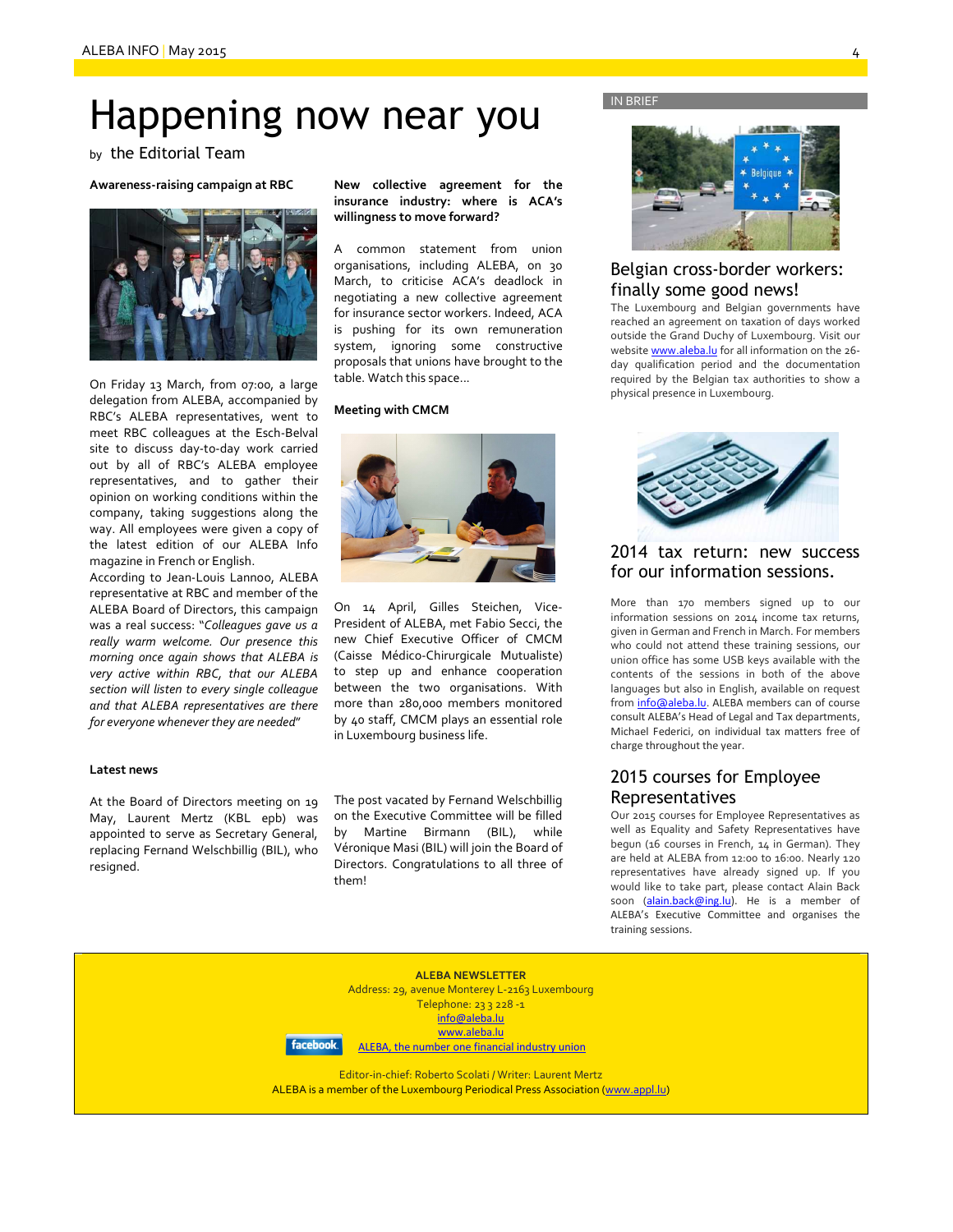# Happening now near you

by the Editorial Team

**Awareness-raising campaign at RBC**

On Friday 13 March, from 07:00, a large delegation from ALEBA, accompanied by RBC's ALEBA representatives, went to meet RBC colleagues at the Esch-Belval site to discuss day-to-day work carried out by all of RBC's ALEBA employee representatives, and to gather their opinion on working conditions within the company, taking suggestions along the way. All employees were given a copy of the latest edition of our ALEBA Info magazine in French or English.

According to Jean-Louis Lannoo, ALEBA representative at RBC and member of the ALEBA Board of Directors, this campaign was a real success: "*Colleagues gave us a really warm welcome. Our presence this morning once again shows that ALEBA is very active within RBC, that our ALEBA section will listen to every single colleague and that ALEBA representatives are there for everyone whenever they are needed*"

**New collective agreement for the insurance industry: where is ACA's willingness to move forward?**

A common statement from union organisations, including ALEBA, on 30 March, to criticise ACA's deadlock in negotiating a new collective agreement for insurance sector workers. Indeed, ACA is pushing for its own remuneration system, ignoring some constructive proposals that unions have brought to the table. Watch this space...

**Meeting with CMCM**

On 14 April, Gilles Steichen, Vice-President of ALEBA, met Fabio Secci, the new Chief Executive Officer of CMCM (Caisse Médico-Chirurgicale Mutualiste) to step up and enhance cooperation between the two organisations. With more than 280,000 members monitored by 40 staff, CMCM plays an essential role in Luxembourg business life.

**Latest news**

At the Board of Directors meeting on 19 May, Laurent Mertz (KBL epb) was appointed to serve as Secretary General, replacing Fernand Welschbillig (BIL), who resigned.

The post vacated by Fernand Welschbillig on the Executive Committee will be filled by Martine Birmann (BIL), while Véronique Masi (BIL) will join the Board of Directors. Congratulations to all three of them!

IN BRIEF

## Belgian cross-border workers: finally some good news!

The Luxembourg and Belgian governments have reached an agreement on taxation of days worked outside the Grand Duchy of Luxembourg. Visit our website www.aleba.lu for all information on the 26-day qualification period and the documentation required by the Belgian tax authorities to show a physical presence in Luxembourg.

## 2014 tax return: new success for our information sessions.

More than 170 members signed up to our information sessions on 2014 income tax returns, given in German and French in March. For members who could not attend these training sessions, our union office has some USB keys available with the contents of the sessions in both of the above languages but also in English, available on request from info@aleba.lu. ALEBA members can of course consult ALEBA's Head of Legal and Tax departments, Michael Federici, on individual tax matters free of charge throughout the year.

## 2015 courses for Employee Representatives

Our 2015 courses for Employee Representatives as well as Equality and Safety Representatives have begun (16 courses in French, 14 in German). They are held at ALEBA from 12:00 to 16:00. Nearly 120 representatives have already signed up. If you would like to take part, please contact Alain Back soon (alain.back@ing.lu). He is a member of ALEBA's Executive Committee and organises the training sessions.

**ALEBA NEWSLETTER**
Address: 29, avenue Monterey L-2163 Luxembourg
Telephone: 23 3 228 -1
info@aleba.lu
www.aleba.lu
facebook ALEBA, the number one financial industry union

Editor-in-chief: Roberto Scolati / Writer: Laurent Mertz
ALEBA is a member of the Luxembourg Periodical Press Association (www.appl.lu)